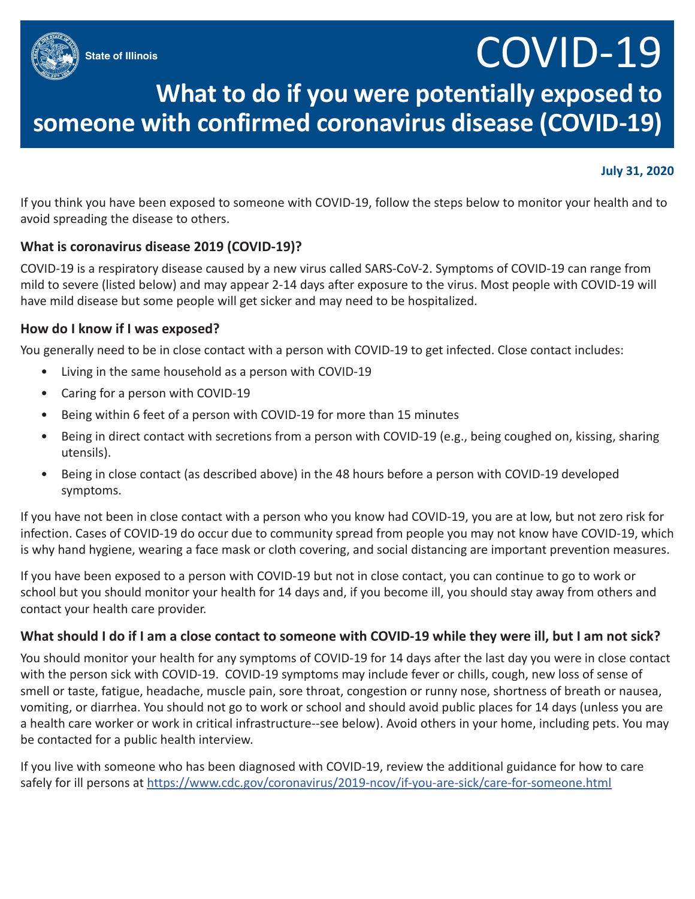State of Illinois

# COVID-19

## What to do if you were potentially exposed to someone with confirmed coronavirus disease (COVID-19)

**July 31, 2020**

If you think you have been exposed to someone with COVID-19, follow the steps below to monitor your health and to avoid spreading the disease to others.

### What is coronavirus disease 2019 (COVID-19)?

COVID-19 is a respiratory disease caused by a new virus called SARS-CoV-2. Symptoms of COVID-19 can range from mild to severe (listed below) and may appear 2-14 days after exposure to the virus. Most people with COVID-19 will have mild disease but some people will get sicker and may need to be hospitalized.

### How do I know if I was exposed?

You generally need to be in close contact with a person with COVID-19 to get infected. Close contact includes:

- Living in the same household as a person with COVID-19
- Caring for a person with COVID-19
- Being within 6 feet of a person with COVID-19 for more than 15 minutes
- Being in direct contact with secretions from a person with COVID-19 (e.g., being coughed on, kissing, sharing utensils).
- Being in close contact (as described above) in the 48 hours before a person with COVID-19 developed symptoms.

If you have not been in close contact with a person who you know had COVID-19, you are at low, but not zero risk for infection. Cases of COVID-19 do occur due to community spread from people you may not know have COVID-19, which is why hand hygiene, wearing a face mask or cloth covering, and social distancing are important prevention measures.

If you have been exposed to a person with COVID-19 but not in close contact, you can continue to go to work or school but you should monitor your health for 14 days and, if you become ill, you should stay away from others and contact your health care provider.

### What should I do if I am a close contact to someone with COVID-19 while they were ill, but I am not sick?

You should monitor your health for any symptoms of COVID-19 for 14 days after the last day you were in close contact with the person sick with COVID-19. COVID-19 symptoms may include fever or chills, cough, new loss of sense of smell or taste, fatigue, headache, muscle pain, sore throat, congestion or runny nose, shortness of breath or nausea, vomiting, or diarrhea. You should not go to work or school and should avoid public places for 14 days (unless you are a health care worker or work in critical infrastructure--see below). Avoid others in your home, including pets. You may be contacted for a public health interview.

If you live with someone who has been diagnosed with COVID-19, review the additional guidance for how to care safely for ill persons at https://www.cdc.gov/coronavirus/2019-ncov/if-you-are-sick/care-for-someone.html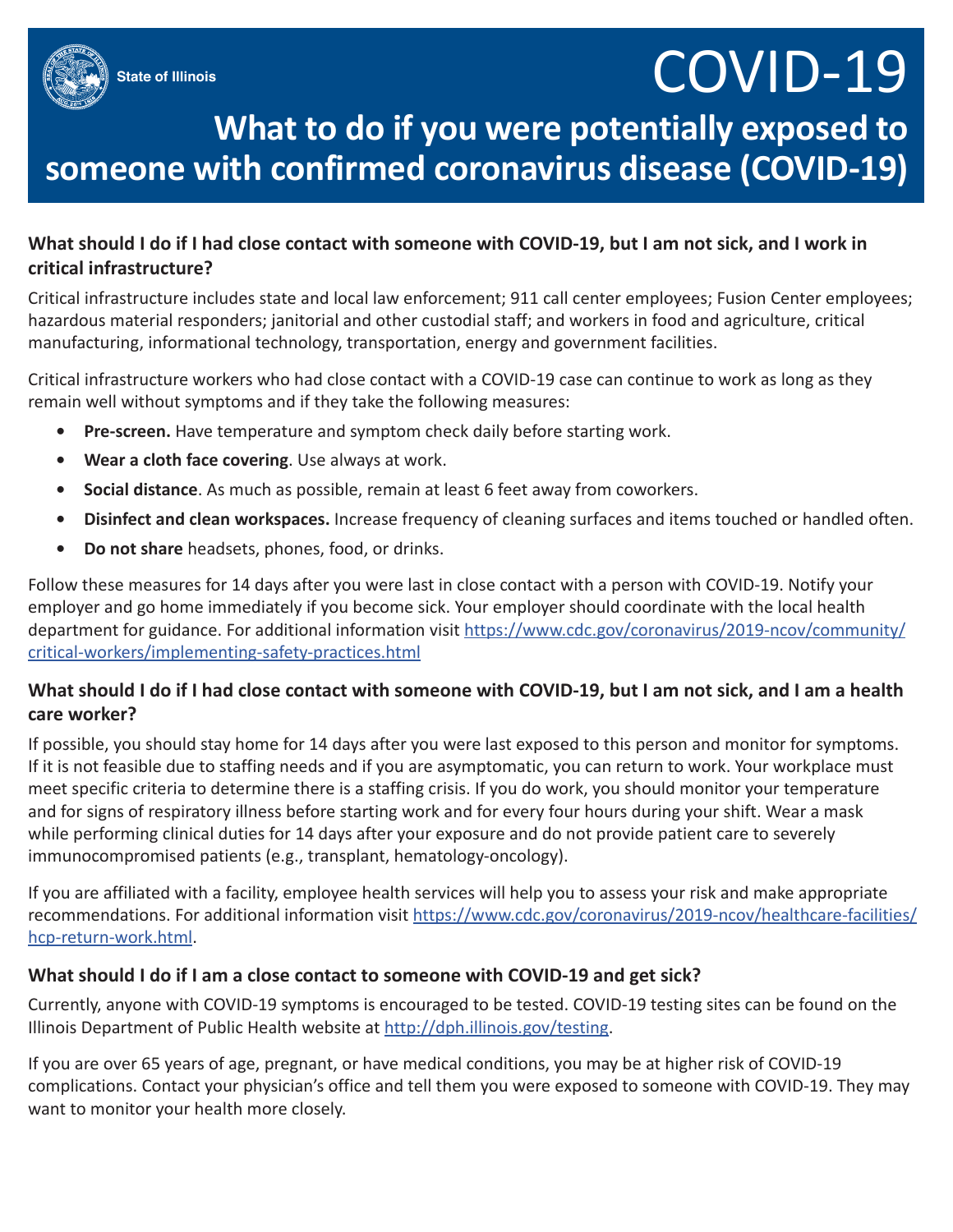State of Illinois

# COVID-19

## What to do if you were potentially exposed to someone with confirmed coronavirus disease (COVID-19)

### What should I do if I had close contact with someone with COVID-19, but I am not sick, and I work in critical infrastructure?

Critical infrastructure includes state and local law enforcement; 911 call center employees; Fusion Center employees; hazardous material responders; janitorial and other custodial staff; and workers in food and agriculture, critical manufacturing, informational technology, transportation, energy and government facilities.

Critical infrastructure workers who had close contact with a COVID-19 case can continue to work as long as they remain well without symptoms and if they take the following measures:

- **Pre-screen.** Have temperature and symptom check daily before starting work.
- **Wear a cloth face covering**. Use always at work.
- **Social distance**. As much as possible, remain at least 6 feet away from coworkers.
- **Disinfect and clean workspaces.** Increase frequency of cleaning surfaces and items touched or handled often.
- **Do not share** headsets, phones, food, or drinks.

Follow these measures for 14 days after you were last in close contact with a person with COVID-19. Notify your employer and go home immediately if you become sick. Your employer should coordinate with the local health department for guidance. For additional information visit [https://www.cdc.gov/coronavirus/2019-ncov/community/critical-workers/implementing-safety-practices.html](https://www.cdc.gov/coronavirus/2019-ncov/community/critical-workers/implementing-safety-practices.html)

### What should I do if I had close contact with someone with COVID-19, but I am not sick, and I am a health care worker?

If possible, you should stay home for 14 days after you were last exposed to this person and monitor for symptoms. If it is not feasible due to staffing needs and if you are asymptomatic, you can return to work. Your workplace must meet specific criteria to determine there is a staffing crisis. If you do work, you should monitor your temperature and for signs of respiratory illness before starting work and for every four hours during your shift. Wear a mask while performing clinical duties for 14 days after your exposure and do not provide patient care to severely immunocompromised patients (e.g., transplant, hematology-oncology).

If you are affiliated with a facility, employee health services will help you to assess your risk and make appropriate recommendations. For additional information visit [https://www.cdc.gov/coronavirus/2019-ncov/healthcare-facilities/hcp-return-work.html](https://www.cdc.gov/coronavirus/2019-ncov/healthcare-facilities/hcp-return-work.html).

### What should I do if I am a close contact to someone with COVID-19 and get sick?

Currently, anyone with COVID-19 symptoms is encouraged to be tested. COVID-19 testing sites can be found on the Illinois Department of Public Health website at [http://dph.illinois.gov/testing](http://dph.illinois.gov/testing).

If you are over 65 years of age, pregnant, or have medical conditions, you may be at higher risk of COVID-19 complications. Contact your physician's office and tell them you were exposed to someone with COVID-19. They may want to monitor your health more closely.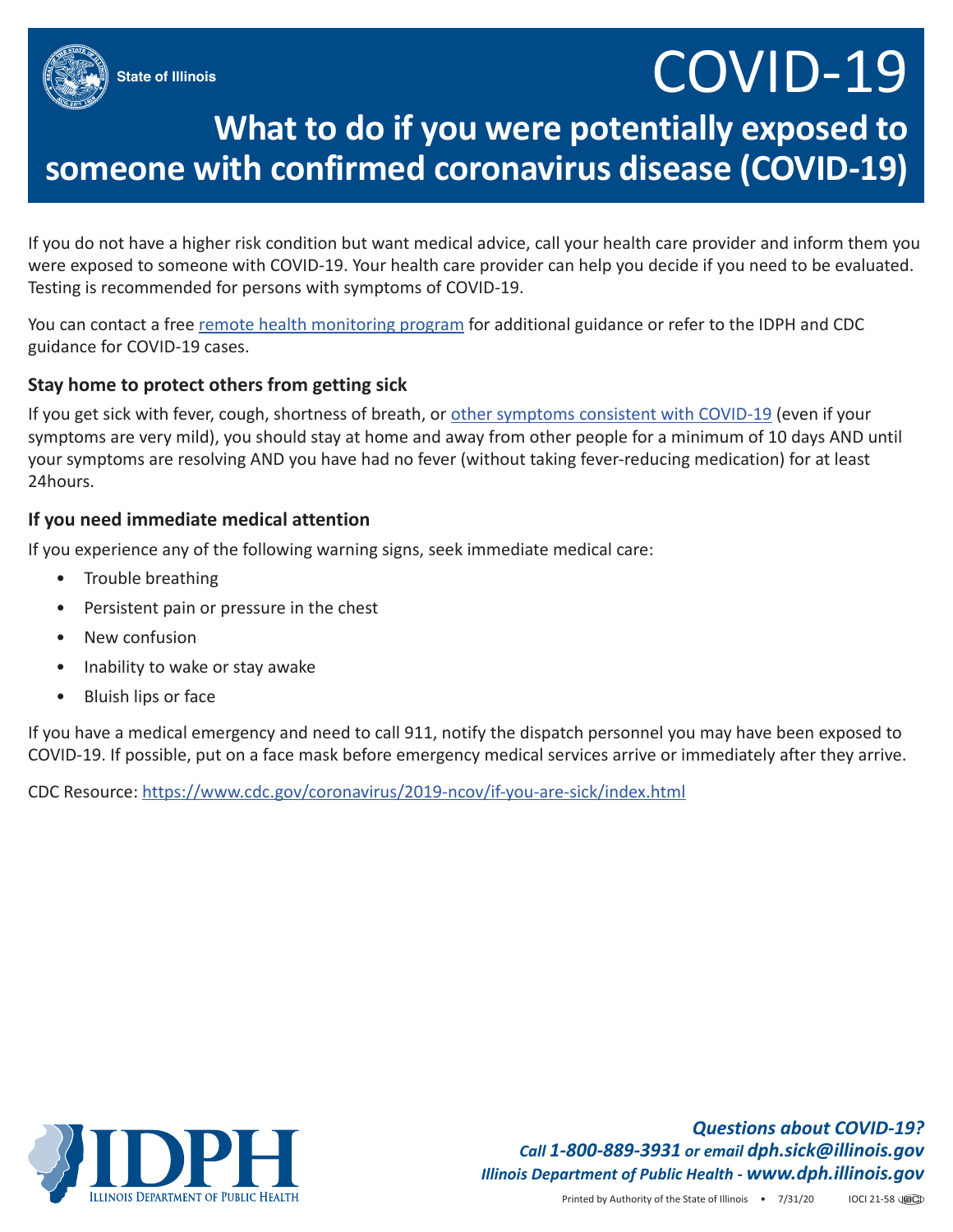State of Illinois

# COVID-19

## What to do if you were potentially exposed to someone with confirmed coronavirus disease (COVID-19)

If you do not have a higher risk condition but want medical advice, call your health care provider and inform them you were exposed to someone with COVID-19. Your health care provider can help you decide if you need to be evaluated. Testing is recommended for persons with symptoms of COVID-19.

You can contact a free remote health monitoring program for additional guidance or refer to the IDPH and CDC guidance for COVID-19 cases.

### Stay home to protect others from getting sick

If you get sick with fever, cough, shortness of breath, or other symptoms consistent with COVID-19 (even if your symptoms are very mild), you should stay at home and away from other people for a minimum of 10 days AND until your symptoms are resolving AND you have had no fever (without taking fever-reducing medication) for at least 24hours.

### If you need immediate medical attention

If you experience any of the following warning signs, seek immediate medical care:

- Trouble breathing
- Persistent pain or pressure in the chest
- New confusion
- Inability to wake or stay awake
- Bluish lips or face

If you have a medical emergency and need to call 911, notify the dispatch personnel you may have been exposed to COVID-19. If possible, put on a face mask before emergency medical services arrive or immediately after they arrive.

CDC Resource: https://www.cdc.gov/coronavirus/2019-ncov/if-you-are-sick/index.html

IDPH
Illinois Department of Public Health

***Questions about COVID-19?***
***Call 1-800-889-3931 or email dph.sick@illinois.gov***
***Illinois Department of Public Health - www.dph.illinois.gov***

Printed by Authority of the State of Illinois • 7/31/20 IOCI 21-58